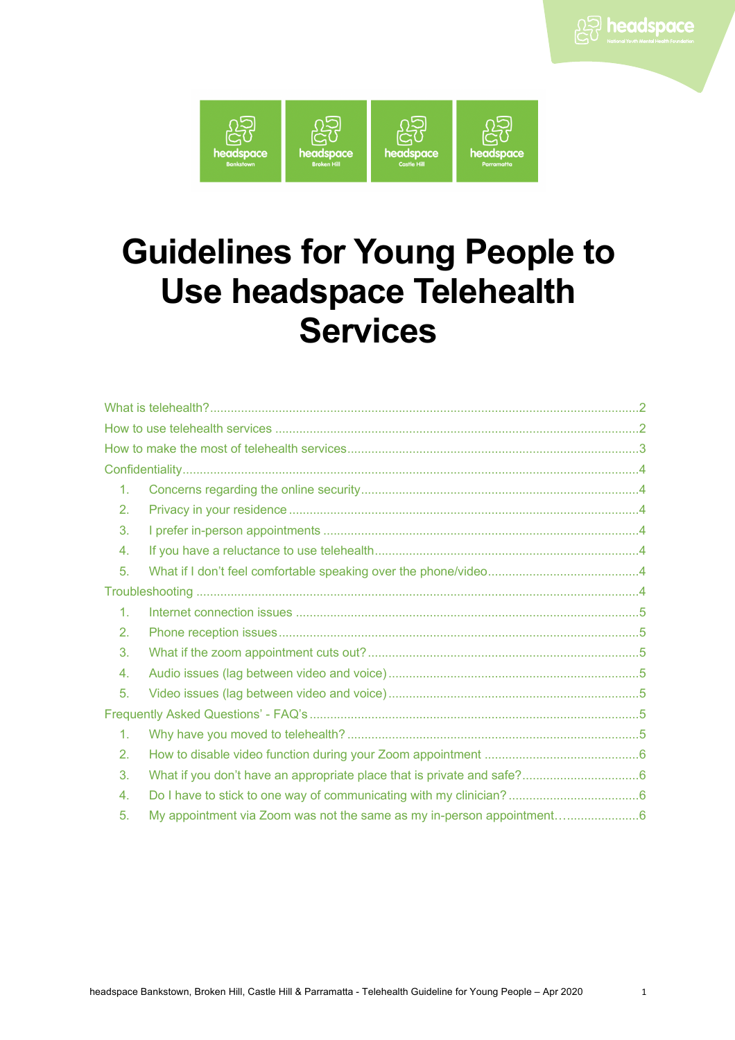# Guidelines for Young People to Use headspace Telehealth Services

What is telehealth? ........................................................ 2
How to use telehealth services ........................................................ 2
How to make the most of telehealth services ........................................................ 3
Confidentiality ........................................................ 4

1. Concerns regarding the online security ........................................................ 4
2. Privacy in your residence ........................................................ 4
3. I prefer in-person appointments ........................................................ 4
4. If you have a reluctance to use telehealth ........................................................ 4
5. What if I don't feel comfortable speaking over the phone/video ........................................................ 4

Troubleshooting ........................................................ 4

1. Internet connection issues ........................................................ 5
2. Phone reception issues ........................................................ 5
3. What if the zoom appointment cuts out? ........................................................ 5
4. Audio issues (lag between video and voice) ........................................................ 5
5. Video issues (lag between video and voice) ........................................................ 5

Frequently Asked Questions' - FAQ's ........................................................ 5

1. Why have you moved to telehealth? ........................................................ 5
2. How to disable video function during your Zoom appointment ........................................................ 6
3. What if you don't have an appropriate place that is private and safe? ........................................................ 6
4. Do I have to stick to one way of communicating with my clinician? ........................................................ 6
5. My appointment via Zoom was not the same as my in-person appointment. ........................................................ 6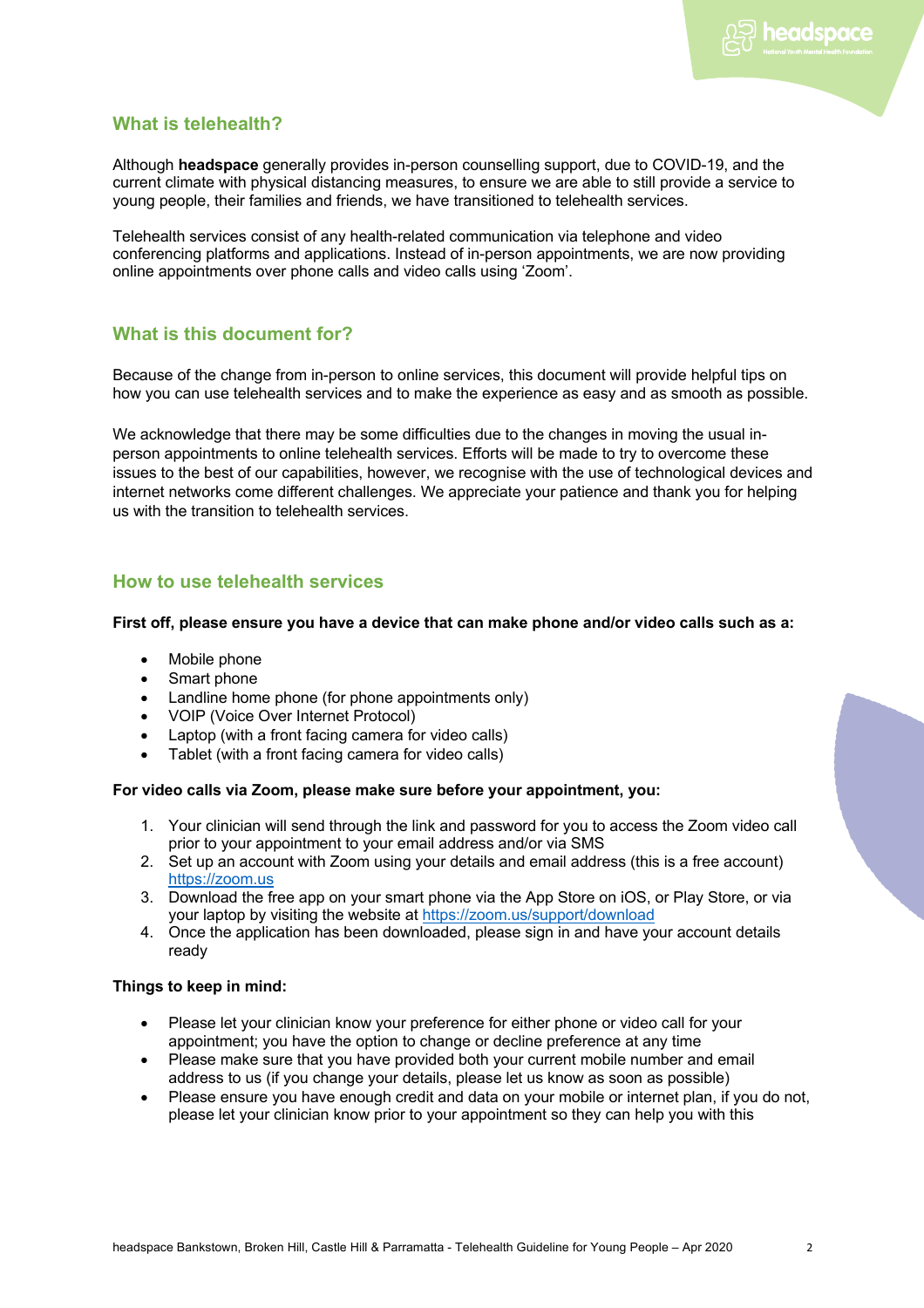## What is telehealth?

Although **headspace** generally provides in-person counselling support, due to COVID-19, and the current climate with physical distancing measures, to ensure we are able to still provide a service to young people, their families and friends, we have transitioned to telehealth services.

Telehealth services consist of any health-related communication via telephone and video conferencing platforms and applications. Instead of in-person appointments, we are now providing online appointments over phone calls and video calls using 'Zoom'.

## What is this document for?

Because of the change from in-person to online services, this document will provide helpful tips on how you can use telehealth services and to make the experience as easy and as smooth as possible.

We acknowledge that there may be some difficulties due to the changes in moving the usual in-person appointments to online telehealth services. Efforts will be made to try to overcome these issues to the best of our capabilities, however, we recognise with the use of technological devices and internet networks come different challenges. We appreciate your patience and thank you for helping us with the transition to telehealth services.

## How to use telehealth services

**First off, please ensure you have a device that can make phone and/or video calls such as a:**

- Mobile phone
- Smart phone
- Landline home phone (for phone appointments only)
- VOIP (Voice Over Internet Protocol)
- Laptop (with a front facing camera for video calls)
- Tablet (with a front facing camera for video calls)

**For video calls via Zoom, please make sure before your appointment, you:**

1. Your clinician will send through the link and password for you to access the Zoom video call prior to your appointment to your email address and/or via SMS
2. Set up an account with Zoom using your details and email address (this is a free account) https://zoom.us
3. Download the free app on your smart phone via the App Store on iOS, or Play Store, or via your laptop by visiting the website at https://zoom.us/support/download
4. Once the application has been downloaded, please sign in and have your account details ready

**Things to keep in mind:**

- Please let your clinician know your preference for either phone or video call for your appointment; you have the option to change or decline preference at any time
- Please make sure that you have provided both your current mobile number and email address to us (if you change your details, please let us know as soon as possible)
- Please ensure you have enough credit and data on your mobile or internet plan, if you do not, please let your clinician know prior to your appointment so they can help you with this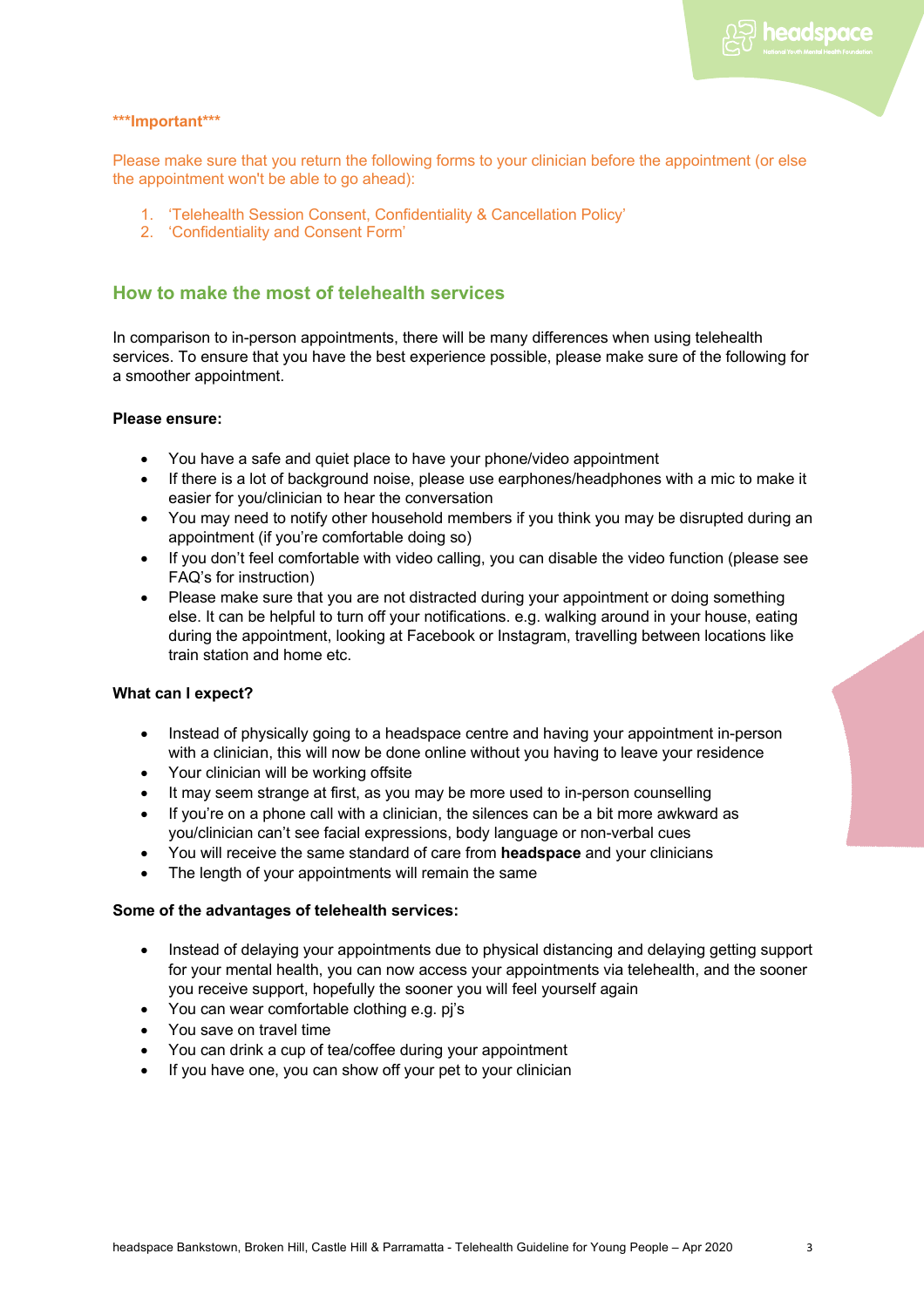***Important***

Please make sure that you return the following forms to your clinician before the appointment (or else the appointment won't be able to go ahead):

1. 'Telehealth Session Consent, Confidentiality & Cancellation Policy'
2. 'Confidentiality and Consent Form'

## How to make the most of telehealth services

In comparison to in-person appointments, there will be many differences when using telehealth services. To ensure that you have the best experience possible, please make sure of the following for a smoother appointment.

**Please ensure:**

- You have a safe and quiet place to have your phone/video appointment
- If there is a lot of background noise, please use earphones/headphones with a mic to make it easier for you/clinician to hear the conversation
- You may need to notify other household members if you think you may be disrupted during an appointment (if you're comfortable doing so)
- If you don't feel comfortable with video calling, you can disable the video function (please see FAQ's for instruction)
- Please make sure that you are not distracted during your appointment or doing something else. It can be helpful to turn off your notifications. e.g. walking around in your house, eating during the appointment, looking at Facebook or Instagram, travelling between locations like train station and home etc.

**What can I expect?**

- Instead of physically going to a headspace centre and having your appointment in-person with a clinician, this will now be done online without you having to leave your residence
- Your clinician will be working offsite
- It may seem strange at first, as you may be more used to in-person counselling
- If you're on a phone call with a clinician, the silences can be a bit more awkward as you/clinician can't see facial expressions, body language or non-verbal cues
- You will receive the same standard of care from **headspace** and your clinicians
- The length of your appointments will remain the same

**Some of the advantages of telehealth services:**

- Instead of delaying your appointments due to physical distancing and delaying getting support for your mental health, you can now access your appointments via telehealth, and the sooner you receive support, hopefully the sooner you will feel yourself again
- You can wear comfortable clothing e.g. pj's
- You save on travel time
- You can drink a cup of tea/coffee during your appointment
- If you have one, you can show off your pet to your clinician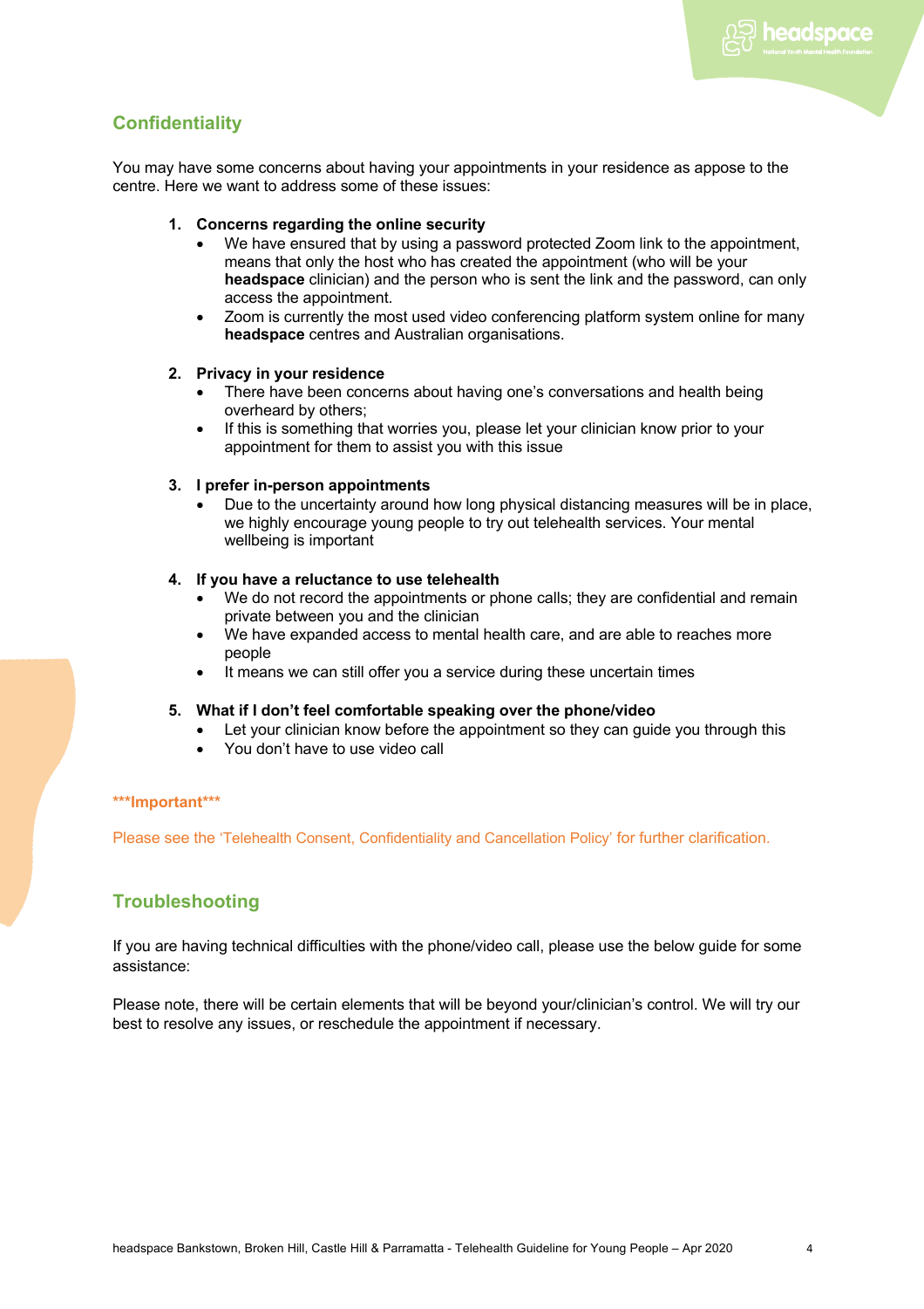## Confidentiality

You may have some concerns about having your appointments in your residence as appose to the centre. Here we want to address some of these issues:

1. **Concerns regarding the online security**
   - We have ensured that by using a password protected Zoom link to the appointment, means that only the host who has created the appointment (who will be your **headspace** clinician) and the person who is sent the link and the password, can only access the appointment.
   - Zoom is currently the most used video conferencing platform system online for many **headspace** centres and Australian organisations.

2. **Privacy in your residence**
   - There have been concerns about having one's conversations and health being overheard by others;
   - If this is something that worries you, please let your clinician know prior to your appointment for them to assist you with this issue

3. **I prefer in-person appointments**
   - Due to the uncertainty around how long physical distancing measures will be in place, we highly encourage young people to try out telehealth services. Your mental wellbeing is important

4. **If you have a reluctance to use telehealth**
   - We do not record the appointments or phone calls; they are confidential and remain private between you and the clinician
   - We have expanded access to mental health care, and are able to reaches more people
   - It means we can still offer you a service during these uncertain times

5. **What if I don't feel comfortable speaking over the phone/video**
   - Let your clinician know before the appointment so they can guide you through this
   - You don't have to use video call

**\*\*\*Important\*\*\***

Please see the 'Telehealth Consent, Confidentiality and Cancellation Policy' for further clarification.

## Troubleshooting

If you are having technical difficulties with the phone/video call, please use the below guide for some assistance:

Please note, there will be certain elements that will be beyond your/clinician's control. We will try our best to resolve any issues, or reschedule the appointment if necessary.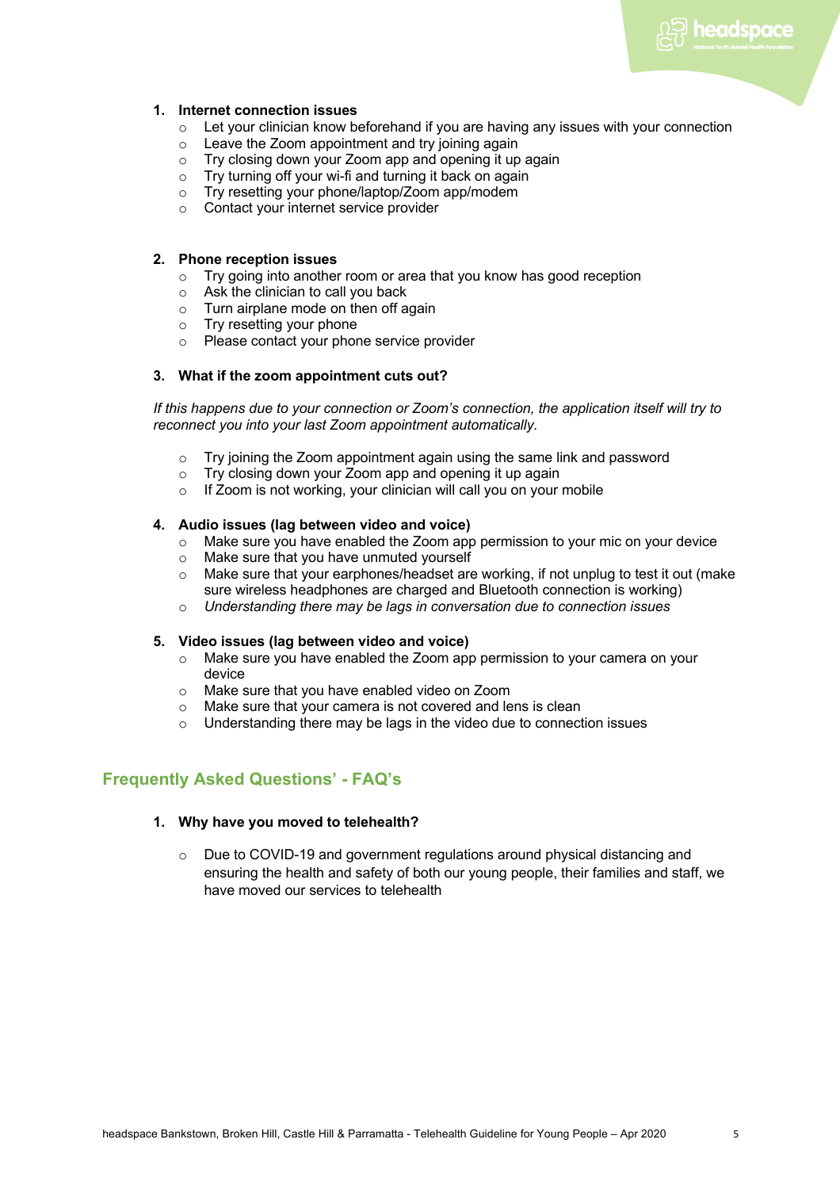1. **Internet connection issues**
    - Let your clinician know beforehand if you are having any issues with your connection
    - Leave the Zoom appointment and try joining again
    - Try closing down your Zoom app and opening it up again
    - Try turning off your wi-fi and turning it back on again
    - Try resetting your phone/laptop/Zoom app/modem
    - Contact your internet service provider

2. **Phone reception issues**
    - Try going into another room or area that you know has good reception
    - Ask the clinician to call you back
    - Turn airplane mode on then off again
    - Try resetting your phone
    - Please contact your phone service provider

3. **What if the zoom appointment cuts out?**

    *If this happens due to your connection or Zoom's connection, the application itself will try to reconnect you into your last Zoom appointment automatically.*

    - Try joining the Zoom appointment again using the same link and password
    - Try closing down your Zoom app and opening it up again
    - If Zoom is not working, your clinician will call you on your mobile

4. **Audio issues (lag between video and voice)**
    - Make sure you have enabled the Zoom app permission to your mic on your device
    - Make sure that you have unmuted yourself
    - Make sure that your earphones/headset are working, if not unplug to test it out (make sure wireless headphones are charged and Bluetooth connection is working)
    - *Understanding there may be lags in conversation due to connection issues*

5. **Video issues (lag between video and voice)**
    - Make sure you have enabled the Zoom app permission to your camera on your device
    - Make sure that you have enabled video on Zoom
    - Make sure that your camera is not covered and lens is clean
    - Understanding there may be lags in the video due to connection issues

## Frequently Asked Questions' - FAQ's

1. **Why have you moved to telehealth?**

    - Due to COVID-19 and government regulations around physical distancing and ensuring the health and safety of both our young people, their families and staff, we have moved our services to telehealth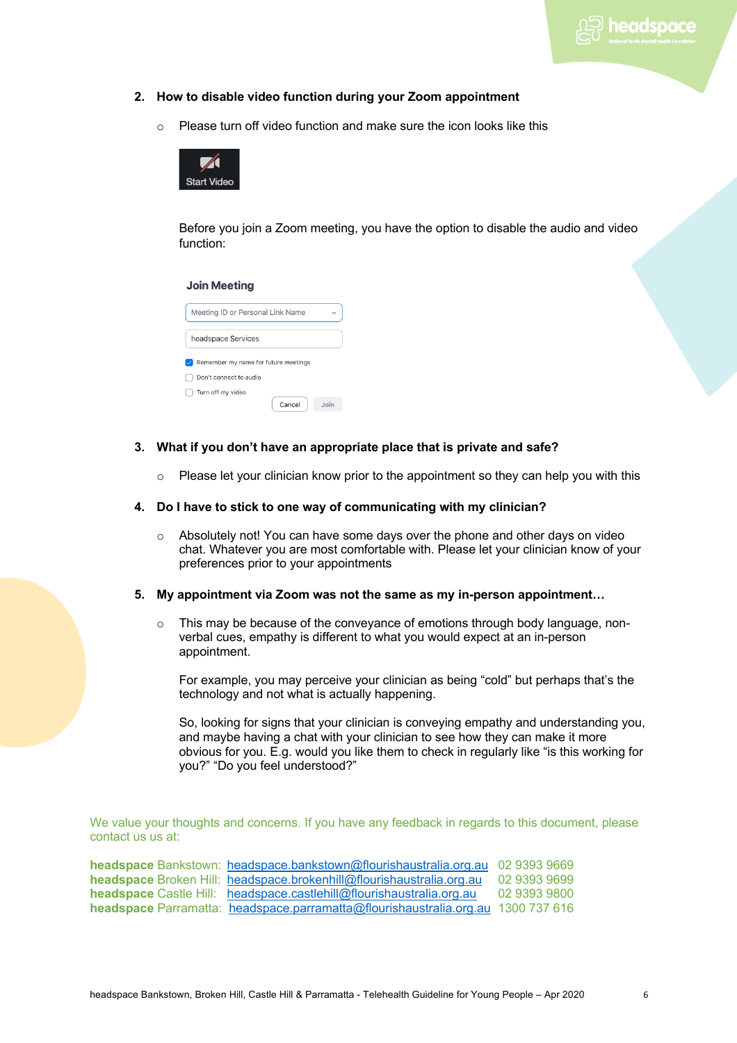2. **How to disable video function during your Zoom appointment**

   - Please turn off video function and make sure the icon looks like this

     Start Video

     Before you join a Zoom meeting, you have the option to disable the audio and video function:

     **Join Meeting**

     Meeting ID or Personal Link Name

     headspace Services

     ☑ Remember my name for future meetings

     ☐ Don't connect to audio

     ☐ Turn off my video

     Cancel   Join

3. **What if you don't have an appropriate place that is private and safe?**

   - Please let your clinician know prior to the appointment so they can help you with this

4. **Do I have to stick to one way of communicating with my clinician?**

   - Absolutely not! You can have some days over the phone and other days on video chat. Whatever you are most comfortable with. Please let your clinician know of your preferences prior to your appointments

5. **My appointment via Zoom was not the same as my in-person appointment…**

   - This may be because of the conveyance of emotions through body language, non-verbal cues, empathy is different to what you would expect at an in-person appointment.

     For example, you may perceive your clinician as being "cold" but perhaps that's the technology and not what is actually happening.

     So, looking for signs that your clinician is conveying empathy and understanding you, and maybe having a chat with your clinician to see how they can make it more obvious for you. E.g. would you like them to check in regularly like "is this working for you?" "Do you feel understood?"

We value your thoughts and concerns. If you have any feedback in regards to this document, please contact us us at:

**headspace** Bankstown: headspace.bankstown@flourishaustralia.org.au 02 9393 9669
**headspace** Broken Hill: headspace.brokenhill@flourishaustralia.org.au 02 9393 9699
**headspace** Castle Hill: headspace.castlehill@flourishaustralia.org.au 02 9393 9800
**headspace** Parramatta: headspace.parramatta@flourishaustralia.org.au 1300 737 616